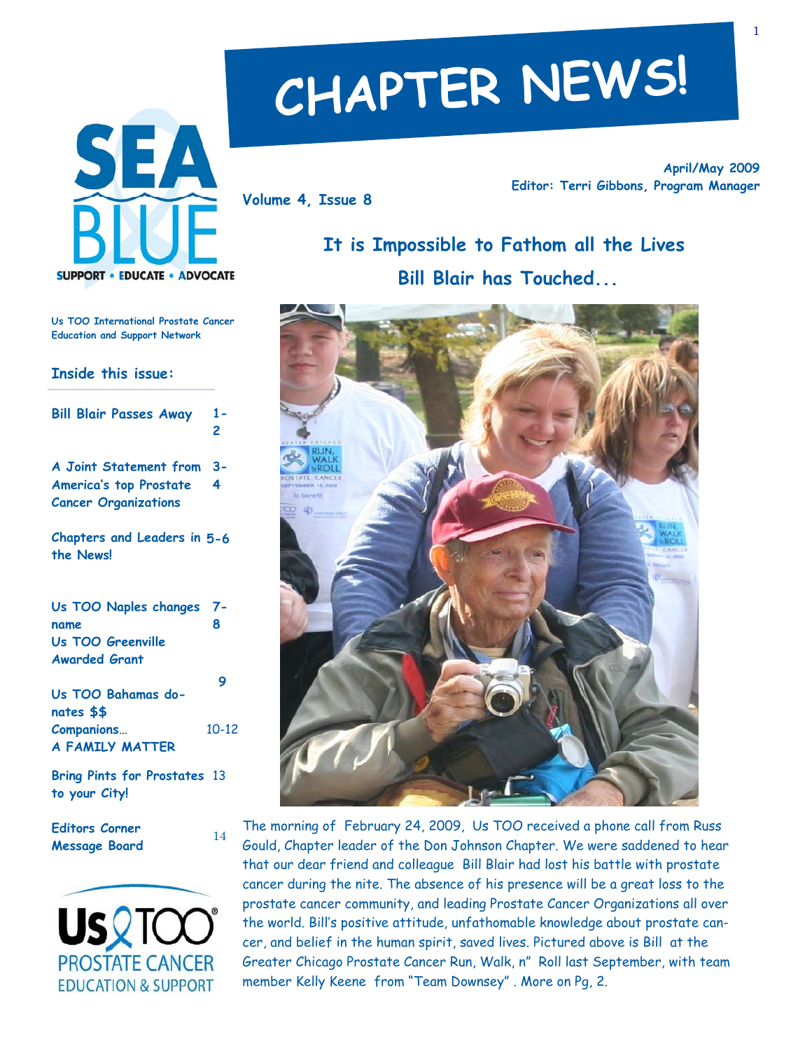# CHAPTER NEWS!

SEA BLUE
SUPPORT • EDUCATE • ADVOCATE

Volume 4, Issue 8

April/May 2009
Editor: Terri Gibbons, Program Manager

Us TOO International Prostate Cancer Education and Support Network

## Inside this issue:

| | |
|---|---|
| Bill Blair Passes Away | 1-2 |
| A Joint Statement from America's top Prostate Cancer Organizations | 3-4 |
| Chapters and Leaders in the News! | 5-6 |
| Us TOO Naples changes name<br>Us TOO Greenville Awarded Grant | 7-8 |
| Us TOO Bahamas donates $$ | 9 |
| Companions… A FAMILY MATTER | 10-12 |
| Bring Pints for Prostates to your City! | 13 |
| Editors Corner<br>Message Board | 14 |

Us TOO® PROSTATE CANCER EDUCATION & SUPPORT

## It is Impossible to Fathom all the Lives Bill Blair has Touched...

The morning of February 24, 2009, Us TOO received a phone call from Russ Gould, Chapter leader of the Don Johnson Chapter. We were saddened to hear that our dear friend and colleague Bill Blair had lost his battle with prostate cancer during the nite. The absence of his presence will be a great loss to the prostate cancer community, and leading Prostate Cancer Organizations all over the world. Bill's positive attitude, unfathomable knowledge about prostate cancer, and belief in the human spirit, saved lives. Pictured above is Bill at the Greater Chicago Prostate Cancer Run, Walk, n" Roll last September, with team member Kelly Keene from "Team Downsey" . More on Pg, 2.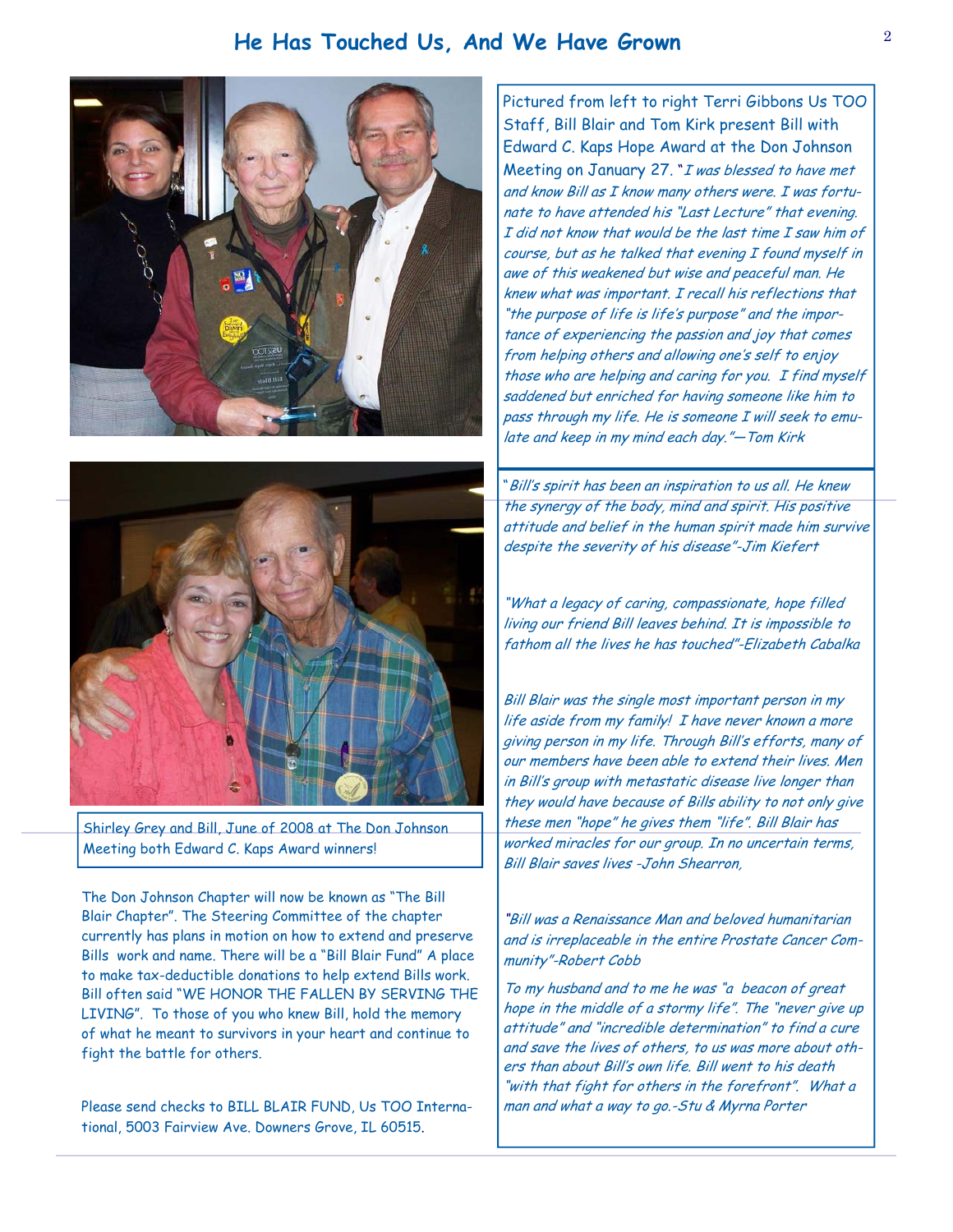## He Has Touched Us, And We Have Grown

Pictured from left to right Terri Gibbons Us TOO Staff, Bill Blair and Tom Kirk present Bill with Edward C. Kaps Hope Award at the Don Johnson Meeting on January 27. "*I was blessed to have met and know Bill as I know many others were. I was fortunate to have attended his "Last Lecture" that evening. I did not know that would be the last time I saw him of course, but as he talked that evening I found myself in awe of this weakened but wise and peaceful man. He knew what was important. I recall his reflections that "the purpose of life is life's purpose" and the importance of experiencing the passion and joy that comes from helping others and allowing one's self to enjoy those who are helping and caring for you. I find myself saddened but enriched for having someone like him to pass through my life. He is someone I will seek to emulate and keep in my mind each day."—Tom Kirk*

Shirley Grey and Bill, June of 2008 at The Don Johnson Meeting both Edward C. Kaps Award winners!

The Don Johnson Chapter will now be known as "The Bill Blair Chapter". The Steering Committee of the chapter currently has plans in motion on how to extend and preserve Bills work and name. There will be a "Bill Blair Fund" A place to make tax-deductible donations to help extend Bills work. Bill often said "WE HONOR THE FALLEN BY SERVING THE LIVING". To those of you who knew Bill, hold the memory of what he meant to survivors in your heart and continue to fight the battle for others.

Please send checks to BILL BLAIR FUND, Us TOO International, 5003 Fairview Ave. Downers Grove, IL 60515.

*"Bill's spirit has been an inspiration to us all. He knew the synergy of the body, mind and spirit. His positive attitude and belief in the human spirit made him survive despite the severity of his disease"-Jim Kiefert*

*"What a legacy of caring, compassionate, hope filled living our friend Bill leaves behind. It is impossible to fathom all the lives he has touched"-Elizabeth Cabalka*

*Bill Blair was the single most important person in my life aside from my family! I have never known a more giving person in my life. Through Bill's efforts, many of our members have been able to extend their lives. Men in Bill's group with metastatic disease live longer than they would have because of Bills ability to not only give these men "hope" he gives them "life". Bill Blair has worked miracles for our group. In no uncertain terms, Bill Blair saves lives -John Shearron,*

*"Bill was a Renaissance Man and beloved humanitarian and is irreplaceable in the entire Prostate Cancer Community"-Robert Cobb*

*To my husband and to me he was "a beacon of great hope in the middle of a stormy life". The "never give up attitude" and "incredible determination" to find a cure and save the lives of others, to us was more about others than about Bill's own life. Bill went to his death "with that fight for others in the forefront". What a man and what a way to go.-Stu & Myrna Porter*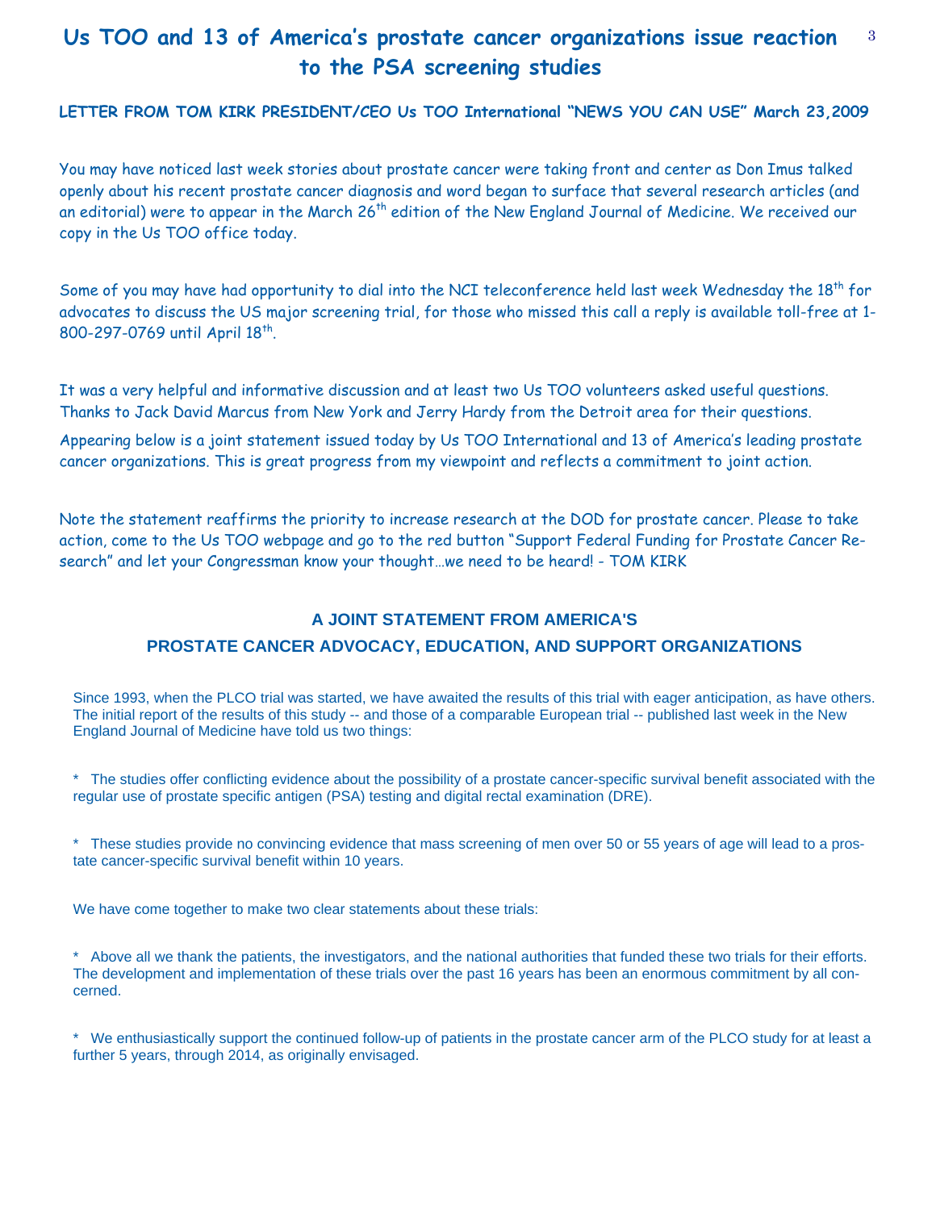# Us TOO and 13 of America's prostate cancer organizations issue reaction to the PSA screening studies

**LETTER FROM TOM KIRK PRESIDENT/CEO Us TOO International "NEWS YOU CAN USE" March 23,2009**

You may have noticed last week stories about prostate cancer were taking front and center as Don Imus talked openly about his recent prostate cancer diagnosis and word began to surface that several research articles (and an editorial) were to appear in the March 26th edition of the New England Journal of Medicine. We received our copy in the Us TOO office today.

Some of you may have had opportunity to dial into the NCI teleconference held last week Wednesday the 18th for advocates to discuss the US major screening trial, for those who missed this call a reply is available toll-free at 1-800-297-0769 until April 18th.

It was a very helpful and informative discussion and at least two Us TOO volunteers asked useful questions. Thanks to Jack David Marcus from New York and Jerry Hardy from the Detroit area for their questions.

Appearing below is a joint statement issued today by Us TOO International and 13 of America's leading prostate cancer organizations. This is great progress from my viewpoint and reflects a commitment to joint action.

Note the statement reaffirms the priority to increase research at the DOD for prostate cancer. Please to take action, come to the Us TOO webpage and go to the red button "Support Federal Funding for Prostate Cancer Research" and let your Congressman know your thought…we need to be heard! - TOM KIRK

## A JOINT STATEMENT FROM AMERICA'S PROSTATE CANCER ADVOCACY, EDUCATION, AND SUPPORT ORGANIZATIONS

Since 1993, when the PLCO trial was started, we have awaited the results of this trial with eager anticipation, as have others. The initial report of the results of this study -- and those of a comparable European trial -- published last week in the New England Journal of Medicine have told us two things:

* The studies offer conflicting evidence about the possibility of a prostate cancer-specific survival benefit associated with the regular use of prostate specific antigen (PSA) testing and digital rectal examination (DRE).

* These studies provide no convincing evidence that mass screening of men over 50 or 55 years of age will lead to a prostate cancer-specific survival benefit within 10 years.

We have come together to make two clear statements about these trials:

* Above all we thank the patients, the investigators, and the national authorities that funded these two trials for their efforts. The development and implementation of these trials over the past 16 years has been an enormous commitment by all concerned.

* We enthusiastically support the continued follow-up of patients in the prostate cancer arm of the PLCO study for at least a further 5 years, through 2014, as originally envisaged.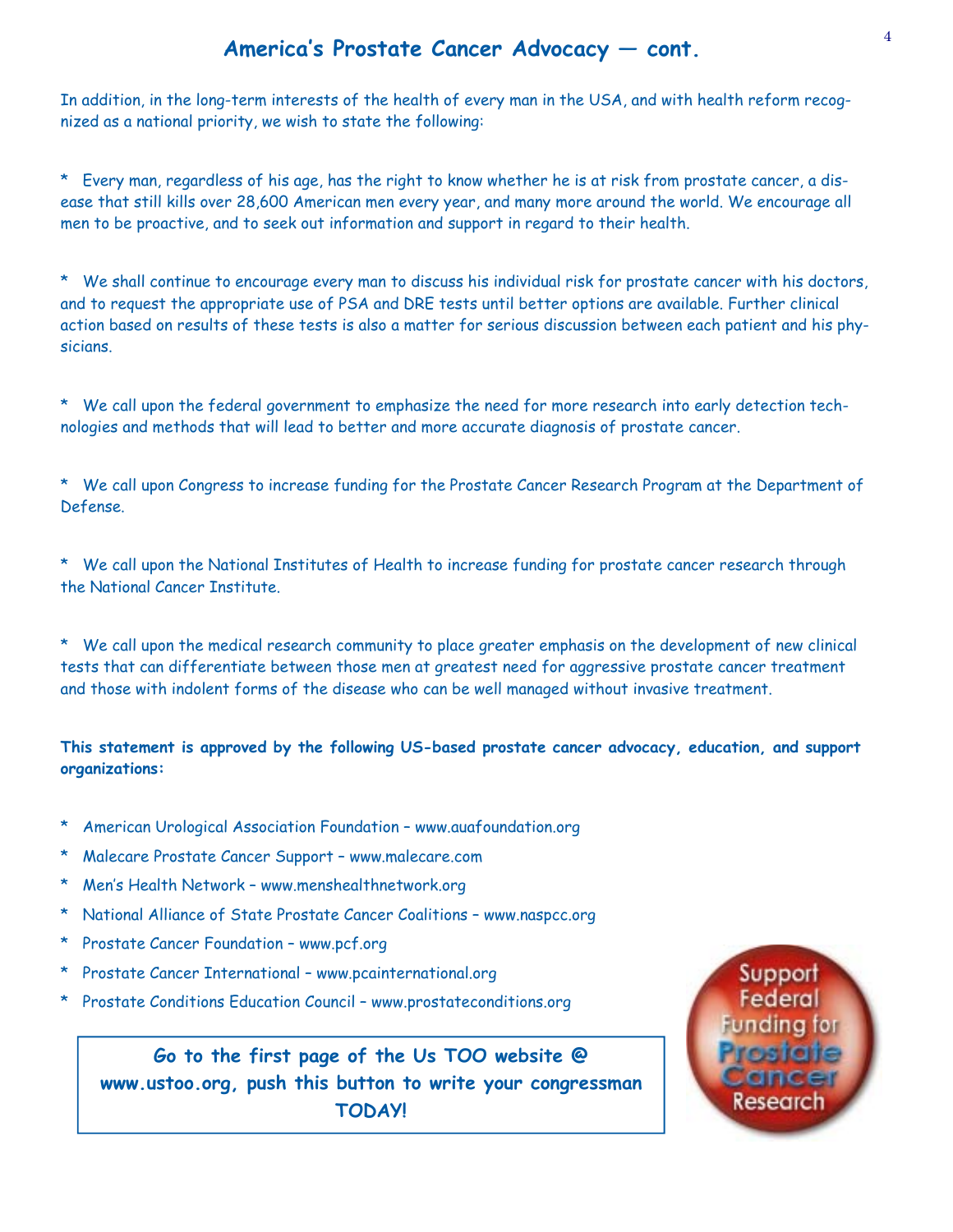## America's Prostate Cancer Advocacy — cont.

In addition, in the long-term interests of the health of every man in the USA, and with health reform recognized as a national priority, we wish to state the following:

* Every man, regardless of his age, has the right to know whether he is at risk from prostate cancer, a disease that still kills over 28,600 American men every year, and many more around the world. We encourage all men to be proactive, and to seek out information and support in regard to their health.

* We shall continue to encourage every man to discuss his individual risk for prostate cancer with his doctors, and to request the appropriate use of PSA and DRE tests until better options are available. Further clinical action based on results of these tests is also a matter for serious discussion between each patient and his physicians.

* We call upon the federal government to emphasize the need for more research into early detection technologies and methods that will lead to better and more accurate diagnosis of prostate cancer.

* We call upon Congress to increase funding for the Prostate Cancer Research Program at the Department of Defense.

* We call upon the National Institutes of Health to increase funding for prostate cancer research through the National Cancer Institute.

* We call upon the medical research community to place greater emphasis on the development of new clinical tests that can differentiate between those men at greatest need for aggressive prostate cancer treatment and those with indolent forms of the disease who can be well managed without invasive treatment.

**This statement is approved by the following US-based prostate cancer advocacy, education, and support organizations:**

* American Urological Association Foundation – www.auafoundation.org
* Malecare Prostate Cancer Support – www.malecare.com
* Men's Health Network – www.menshealthnetwork.org
* National Alliance of State Prostate Cancer Coalitions – www.naspcc.org
* Prostate Cancer Foundation – www.pcf.org
* Prostate Cancer International – www.pcainternational.org
* Prostate Conditions Education Council – www.prostateconditions.org

**Go to the first page of the Us TOO website @ www.ustoo.org, push this button to write your congressman TODAY!**

Support Federal Funding for Prostate Cancer Research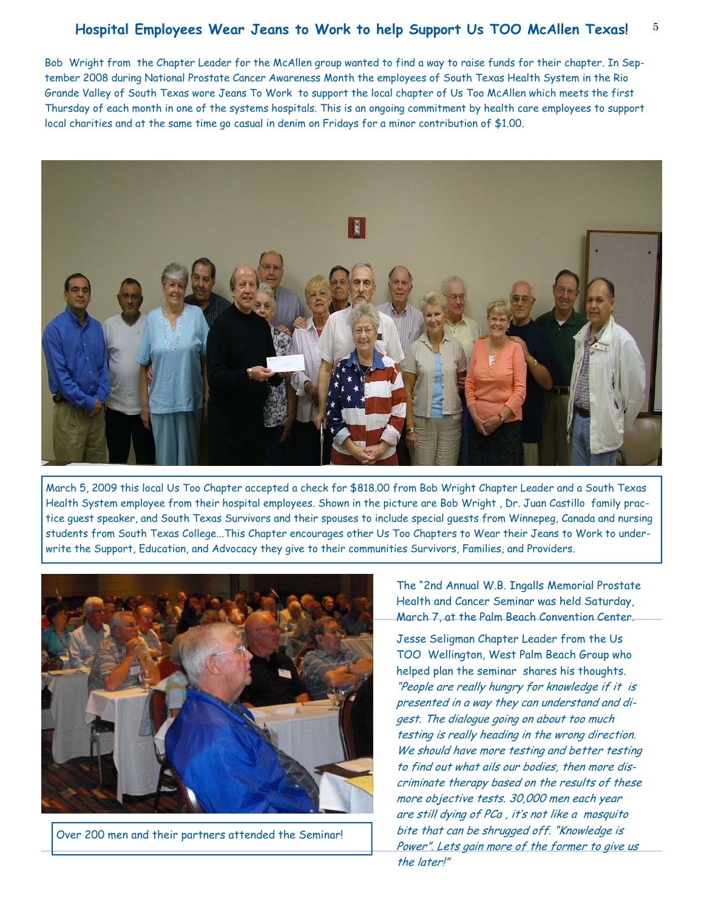## Hospital Employees Wear Jeans to Work to help Support Us TOO McAllen Texas!

Bob Wright from the Chapter Leader for the McAllen group wanted to find a way to raise funds for their chapter. In September 2008 during National Prostate Cancer Awareness Month the employees of South Texas Health System in the Rio Grande Valley of South Texas wore Jeans To Work to support the local chapter of Us Too McAllen which meets the first Thursday of each month in one of the systems hospitals. This is an ongoing commitment by health care employees to support local charities and at the same time go casual in denim on Fridays for a minor contribution of $1.00.

March 5, 2009 this local Us Too Chapter accepted a check for $818.00 from Bob Wright Chapter Leader and a South Texas Health System employee from their hospital employees. Shown in the picture are Bob Wright , Dr. Juan Castillo family practice guest speaker, and South Texas Survivors and their spouses to include special guests from Winnepeg, Canada and nursing students from South Texas College...This Chapter encourages other Us Too Chapters to Wear their Jeans to Work to underwrite the Support, Education, and Advocacy they give to their communities Survivors, Families, and Providers.

Over 200 men and their partners attended the Seminar!

The "2nd Annual W.B. Ingalls Memorial Prostate Health and Cancer Seminar was held Saturday, March 7, at the Palm Beach Convention Center.

Jesse Seligman Chapter Leader from the Us TOO Wellington, West Palm Beach Group who helped plan the seminar shares his thoughts. *"People are really hungry for knowledge if it is presented in a way they can understand and digest. The dialogue going on about too much testing is really heading in the wrong direction. We should have more testing and better testing to find out what ails our bodies, then more discriminate therapy based on the results of these more objective tests. 30,000 men each year are still dying of PCa , it's not like a mosquito bite that can be shrugged off. "Knowledge is Power". Lets gain more of the former to give us the later!"*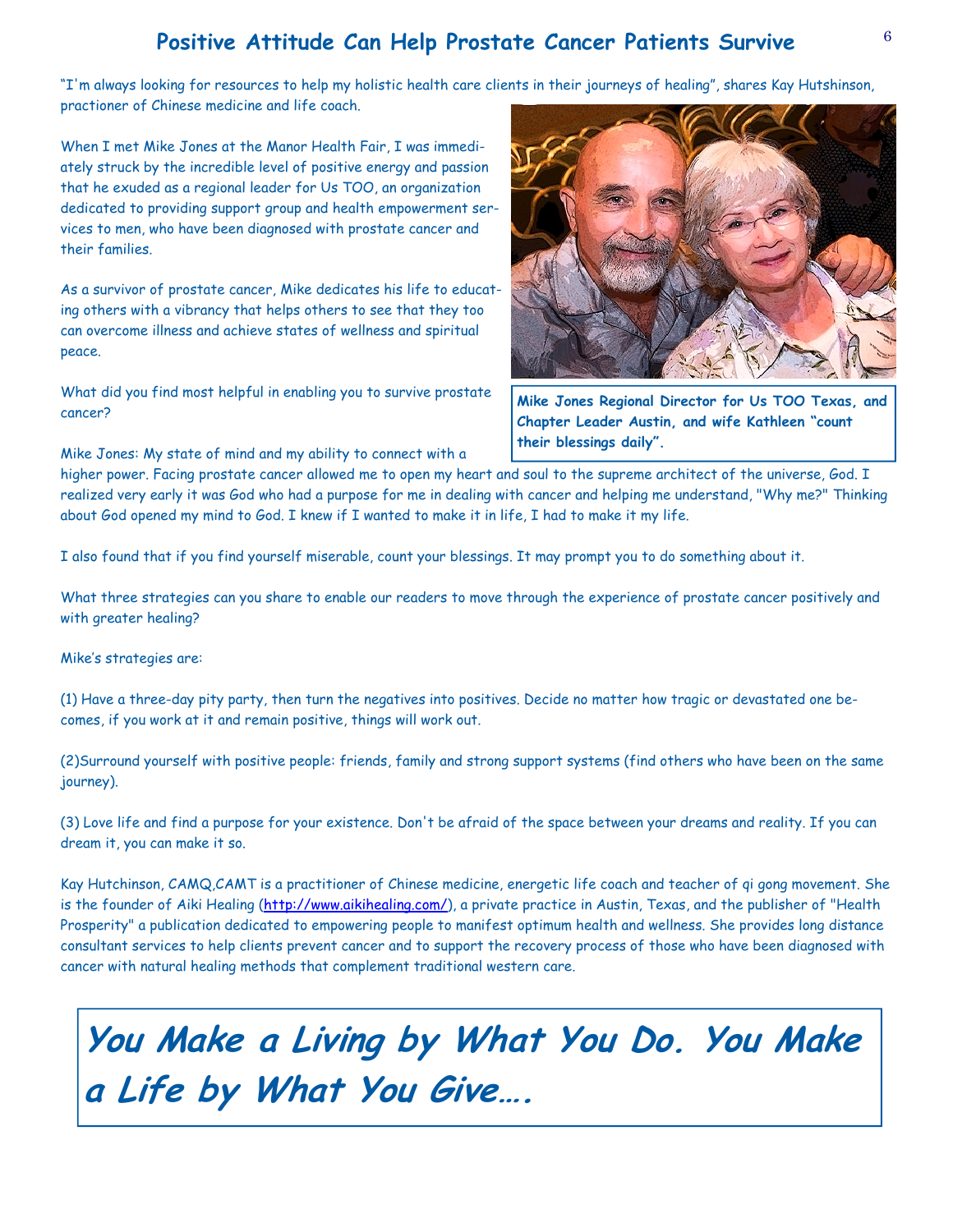# Positive Attitude Can Help Prostate Cancer Patients Survive

"I'm always looking for resources to help my holistic health care clients in their journeys of healing", shares Kay Hutshinson, practioner of Chinese medicine and life coach.

When I met Mike Jones at the Manor Health Fair, I was immediately struck by the incredible level of positive energy and passion that he exuded as a regional leader for Us TOO, an organization dedicated to providing support group and health empowerment services to men, who have been diagnosed with prostate cancer and their families.

As a survivor of prostate cancer, Mike dedicates his life to educating others with a vibrancy that helps others to see that they too can overcome illness and achieve states of wellness and spiritual peace.

**Mike Jones Regional Director for Us TOO Texas, and Chapter Leader Austin, and wife Kathleen "count their blessings daily".**

What did you find most helpful in enabling you to survive prostate cancer?

Mike Jones: My state of mind and my ability to connect with a higher power. Facing prostate cancer allowed me to open my heart and soul to the supreme architect of the universe, God. I realized very early it was God who had a purpose for me in dealing with cancer and helping me understand, "Why me?" Thinking about God opened my mind to God. I knew if I wanted to make it in life, I had to make it my life.

I also found that if you find yourself miserable, count your blessings. It may prompt you to do something about it.

What three strategies can you share to enable our readers to move through the experience of prostate cancer positively and with greater healing?

Mike's strategies are:

(1) Have a three-day pity party, then turn the negatives into positives. Decide no matter how tragic or devastated one becomes, if you work at it and remain positive, things will work out.

(2)Surround yourself with positive people: friends, family and strong support systems (find others who have been on the same journey).

(3) Love life and find a purpose for your existence. Don't be afraid of the space between your dreams and reality. If you can dream it, you can make it so.

Kay Hutchinson, CAMQ,CAMT is a practitioner of Chinese medicine, energetic life coach and teacher of qi gong movement. She is the founder of Aiki Healing (http://www.aikihealing.com/), a private practice in Austin, Texas, and the publisher of "Health Prosperity" a publication dedicated to empowering people to manifest optimum health and wellness. She provides long distance consultant services to help clients prevent cancer and to support the recovery process of those who have been diagnosed with cancer with natural healing methods that complement traditional western care.

***You Make a Living by What You Do. You Make a Life by What You Give….***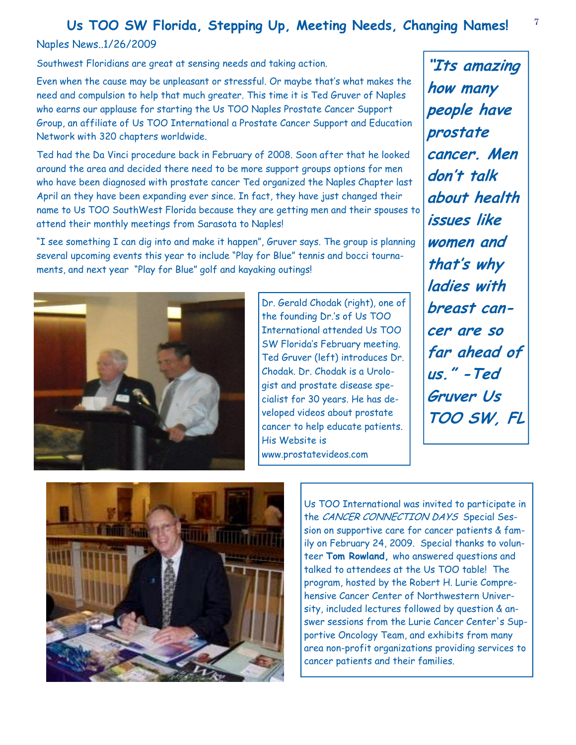# Us TOO SW Florida, Stepping Up, Meeting Needs, Changing Names!

Naples News..1/26/2009

Southwest Floridians are great at sensing needs and taking action.

Even when the cause may be unpleasant or stressful. Or maybe that's what makes the need and compulsion to help that much greater. This time it is Ted Gruver of Naples who earns our applause for starting the Us TOO Naples Prostate Cancer Support Group, an affiliate of Us TOO International a Prostate Cancer Support and Education Network with 320 chapters worldwide.

Ted had the Da Vinci procedure back in February of 2008. Soon after that he looked around the area and decided there need to be more support groups options for men who have been diagnosed with prostate cancer Ted organized the Naples Chapter last April an they have been expanding ever since. In fact, they have just changed their name to Us TOO SouthWest Florida because they are getting men and their spouses to attend their monthly meetings from Sarasota to Naples!

"I see something I can dig into and make it happen", Gruver says. The group is planning several upcoming events this year to include "Play for Blue" tennis and bocci tournaments, and next year "Play for Blue" golf and kayaking outings!

***"Its amazing how many people have prostate cancer. Men don't talk about health issues like women and that's why ladies with breast cancer are so far ahead of us." -Ted Gruver Us TOO SW, FL***

Dr. Gerald Chodak (right), one of the founding Dr.'s of Us TOO International attended Us TOO SW Florida's February meeting. Ted Gruver (left) introduces Dr. Chodak. Dr. Chodak is a Urologist and prostate disease specialist for 30 years. He has developed videos about prostate cancer to help educate patients. His Website is www.prostatevideos.com

Us TOO International was invited to participate in the *CANCER CONNECTION DAYS* Special Session on supportive care for cancer patients & family on February 24, 2009. Special thanks to volunteer **Tom Rowland,** who answered questions and talked to attendees at the Us TOO table! The program, hosted by the Robert H. Lurie Comprehensive Cancer Center of Northwestern University, included lectures followed by question & answer sessions from the Lurie Cancer Center's Supportive Oncology Team, and exhibits from many area non-profit organizations providing services to cancer patients and their families.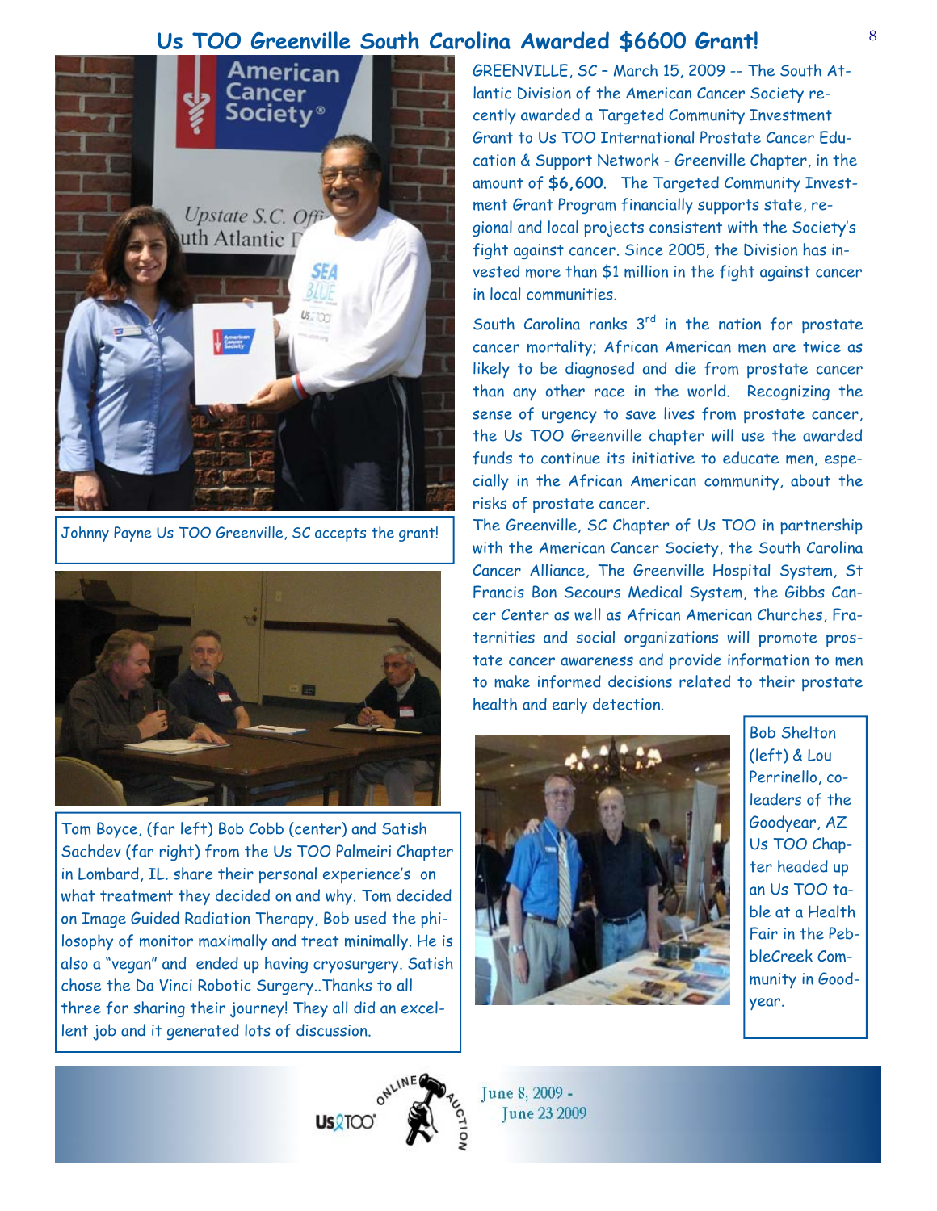# Us TOO Greenville South Carolina Awarded $6600 Grant!

GREENVILLE, SC – March 15, 2009 -- The South Atlantic Division of the American Cancer Society recently awarded a Targeted Community Investment Grant to Us TOO International Prostate Cancer Education & Support Network - Greenville Chapter, in the amount of **$6,600**. The Targeted Community Investment Grant Program financially supports state, regional and local projects consistent with the Society's fight against cancer. Since 2005, the Division has invested more than $1 million in the fight against cancer in local communities.

South Carolina ranks 3rd in the nation for prostate cancer mortality; African American men are twice as likely to be diagnosed and die from prostate cancer than any other race in the world. Recognizing the sense of urgency to save lives from prostate cancer, the Us TOO Greenville chapter will use the awarded funds to continue its initiative to educate men, especially in the African American community, about the risks of prostate cancer.

The Greenville, SC Chapter of Us TOO in partnership with the American Cancer Society, the South Carolina Cancer Alliance, The Greenville Hospital System, St Francis Bon Secours Medical System, the Gibbs Cancer Center as well as African American Churches, Fraternities and social organizations will promote prostate cancer awareness and provide information to men to make informed decisions related to their prostate health and early detection.

Johnny Payne Us TOO Greenville, SC accepts the grant!

Tom Boyce, (far left) Bob Cobb (center) and Satish Sachdev (far right) from the Us TOO Palmeiri Chapter in Lombard, IL. share their personal experience's on what treatment they decided on and why. Tom decided on Image Guided Radiation Therapy, Bob used the philosophy of monitor maximally and treat minimally. He is also a "vegan" and ended up having cryosurgery. Satish chose the Da Vinci Robotic Surgery..Thanks to all three for sharing their journey! They all did an excellent job and it generated lots of discussion.

Bob Shelton (left) & Lou Perrinello, co-leaders of the Goodyear, AZ Us TOO Chapter headed up an Us TOO table at a Health Fair in the PebbleCreek Community in Goodyear.

Us TOO Online Auction

June 8, 2009 - June 23 2009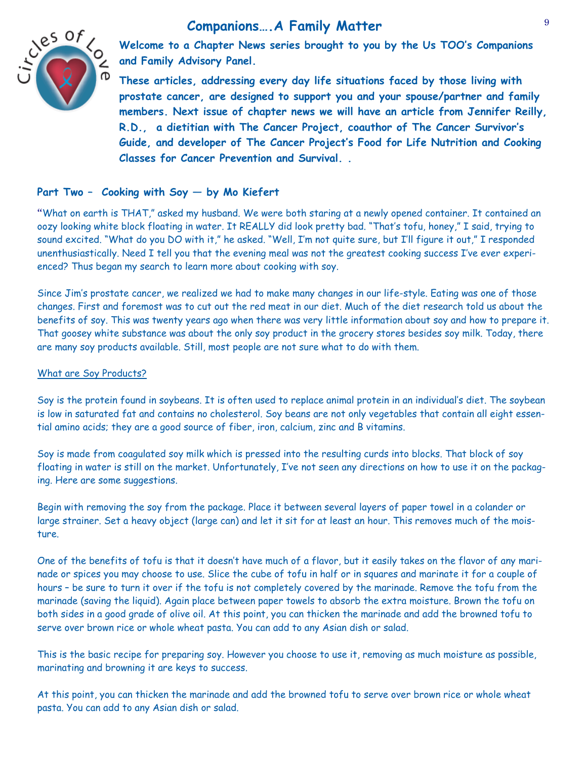# Companions….A Family Matter

**Welcome to a Chapter News series brought to you by the Us TOO's Companions and Family Advisory Panel.**

**These articles, addressing every day life situations faced by those living with prostate cancer, are designed to support you and your spouse/partner and family members. Next issue of chapter news we will have an article from Jennifer Reilly, R.D., a dietitian with The Cancer Project, coauthor of The Cancer Survivor's Guide, and developer of The Cancer Project's Food for Life Nutrition and Cooking Classes for Cancer Prevention and Survival. .**

## Part Two – Cooking with Soy — by Mo Kiefert

"What on earth is THAT," asked my husband. We were both staring at a newly opened container. It contained an oozy looking white block floating in water. It REALLY did look pretty bad. "That's tofu, honey," I said, trying to sound excited. "What do you DO with it," he asked. "Well, I'm not quite sure, but I'll figure it out," I responded unenthusiastically. Need I tell you that the evening meal was not the greatest cooking success I've ever experienced? Thus began my search to learn more about cooking with soy.

Since Jim's prostate cancer, we realized we had to make many changes in our life-style. Eating was one of those changes. First and foremost was to cut out the red meat in our diet. Much of the diet research told us about the benefits of soy. This was twenty years ago when there was very little information about soy and how to prepare it. That goosey white substance was about the only soy product in the grocery stores besides soy milk. Today, there are many soy products available. Still, most people are not sure what to do with them.

<u>What are Soy Products?</u>

Soy is the protein found in soybeans. It is often used to replace animal protein in an individual's diet. The soybean is low in saturated fat and contains no cholesterol. Soy beans are not only vegetables that contain all eight essential amino acids; they are a good source of fiber, iron, calcium, zinc and B vitamins.

Soy is made from coagulated soy milk which is pressed into the resulting curds into blocks. That block of soy floating in water is still on the market. Unfortunately, I've not seen any directions on how to use it on the packaging. Here are some suggestions.

Begin with removing the soy from the package. Place it between several layers of paper towel in a colander or large strainer. Set a heavy object (large can) and let it sit for at least an hour. This removes much of the moisture.

One of the benefits of tofu is that it doesn't have much of a flavor, but it easily takes on the flavor of any marinade or spices you may choose to use. Slice the cube of tofu in half or in squares and marinate it for a couple of hours – be sure to turn it over if the tofu is not completely covered by the marinade. Remove the tofu from the marinade (saving the liquid). Again place between paper towels to absorb the extra moisture. Brown the tofu on both sides in a good grade of olive oil. At this point, you can thicken the marinade and add the browned tofu to serve over brown rice or whole wheat pasta. You can add to any Asian dish or salad.

This is the basic recipe for preparing soy. However you choose to use it, removing as much moisture as possible, marinating and browning it are keys to success.

At this point, you can thicken the marinade and add the browned tofu to serve over brown rice or whole wheat pasta. You can add to any Asian dish or salad.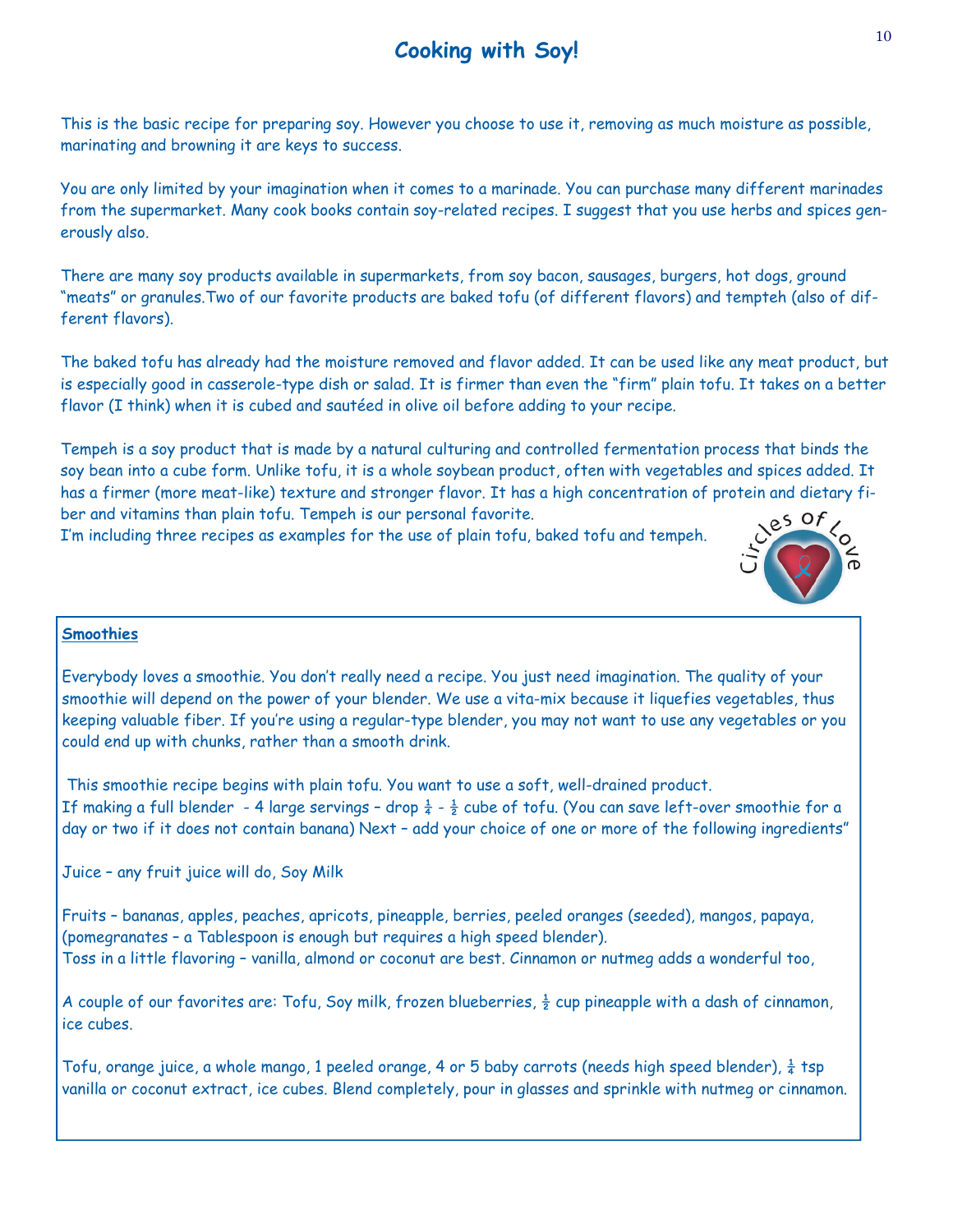# Cooking with Soy!

This is the basic recipe for preparing soy. However you choose to use it, removing as much moisture as possible, marinating and browning it are keys to success.

You are only limited by your imagination when it comes to a marinade. You can purchase many different marinades from the supermarket. Many cook books contain soy-related recipes. I suggest that you use herbs and spices generously also.

There are many soy products available in supermarkets, from soy bacon, sausages, burgers, hot dogs, ground "meats" or granules.Two of our favorite products are baked tofu (of different flavors) and tempteh (also of different flavors).

The baked tofu has already had the moisture removed and flavor added. It can be used like any meat product, but is especially good in casserole-type dish or salad. It is firmer than even the "firm" plain tofu. It takes on a better flavor (I think) when it is cubed and sautéed in olive oil before adding to your recipe.

Tempeh is a soy product that is made by a natural culturing and controlled fermentation process that binds the soy bean into a cube form. Unlike tofu, it is a whole soybean product, often with vegetables and spices added. It has a firmer (more meat-like) texture and stronger flavor. It has a high concentration of protein and dietary fiber and vitamins than plain tofu. Tempeh is our personal favorite.
I'm including three recipes as examples for the use of plain tofu, baked tofu and tempeh.

Circles of Love

## Smoothies

Everybody loves a smoothie. You don't really need a recipe. You just need imagination. The quality of your smoothie will depend on the power of your blender. We use a vita-mix because it liquefies vegetables, thus keeping valuable fiber. If you're using a regular-type blender, you may not want to use any vegetables or you could end up with chunks, rather than a smooth drink.

This smoothie recipe begins with plain tofu. You want to use a soft, well-drained product.
If making a full blender - 4 large servings – drop ¼ - ½ cube of tofu. (You can save left-over smoothie for a day or two if it does not contain banana) Next – add your choice of one or more of the following ingredients"

Juice – any fruit juice will do, Soy Milk

Fruits – bananas, apples, peaches, apricots, pineapple, berries, peeled oranges (seeded), mangos, papaya, (pomegranates – a Tablespoon is enough but requires a high speed blender).
Toss in a little flavoring – vanilla, almond or coconut are best. Cinnamon or nutmeg adds a wonderful too,

A couple of our favorites are: Tofu, Soy milk, frozen blueberries, ½ cup pineapple with a dash of cinnamon, ice cubes.

Tofu, orange juice, a whole mango, 1 peeled orange, 4 or 5 baby carrots (needs high speed blender), ¼ tsp vanilla or coconut extract, ice cubes. Blend completely, pour in glasses and sprinkle with nutmeg or cinnamon.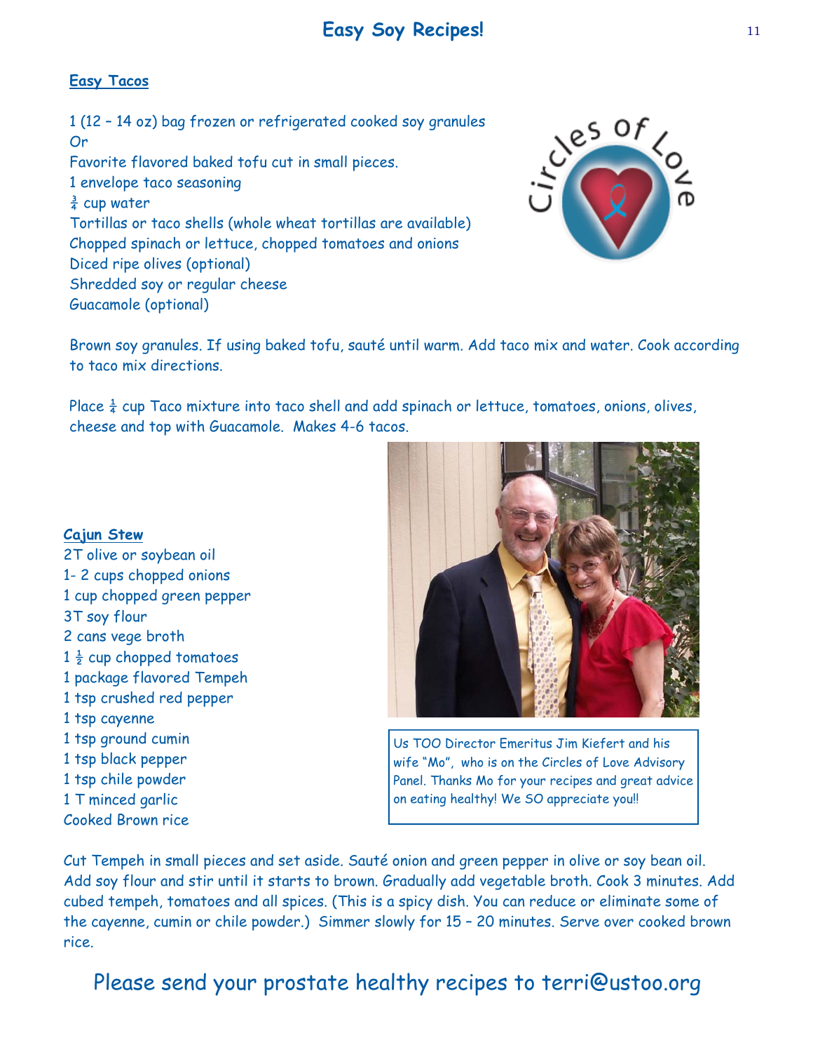# Easy Soy Recipes!

## Easy Tacos

1 (12 – 14 oz) bag frozen or refrigerated cooked soy granules
Or
Favorite flavored baked tofu cut in small pieces.
1 envelope taco seasoning
¾ cup water
Tortillas or taco shells (whole wheat tortillas are available)
Chopped spinach or lettuce, chopped tomatoes and onions
Diced ripe olives (optional)
Shredded soy or regular cheese
Guacamole (optional)

Brown soy granules. If using baked tofu, sauté until warm. Add taco mix and water. Cook according to taco mix directions.

Place ¼ cup Taco mixture into taco shell and add spinach or lettuce, tomatoes, onions, olives, cheese and top with Guacamole. Makes 4-6 tacos.

## Cajun Stew

2T olive or soybean oil
1- 2 cups chopped onions
1 cup chopped green pepper
3T soy flour
2 cans vege broth
1 ½ cup chopped tomatoes
1 package flavored Tempeh
1 tsp crushed red pepper
1 tsp cayenne
1 tsp ground cumin
1 tsp black pepper
1 tsp chile powder
1 T minced garlic
Cooked Brown rice

Us TOO Director Emeritus Jim Kiefert and his wife "Mo", who is on the Circles of Love Advisory Panel. Thanks Mo for your recipes and great advice on eating healthy! We SO appreciate you!!

Cut Tempeh in small pieces and set aside. Sauté onion and green pepper in olive or soy bean oil. Add soy flour and stir until it starts to brown. Gradually add vegetable broth. Cook 3 minutes. Add cubed tempeh, tomatoes and all spices. (This is a spicy dish. You can reduce or eliminate some of the cayenne, cumin or chile powder.) Simmer slowly for 15 – 20 minutes. Serve over cooked brown rice.

Please send your prostate healthy recipes to terri@ustoo.org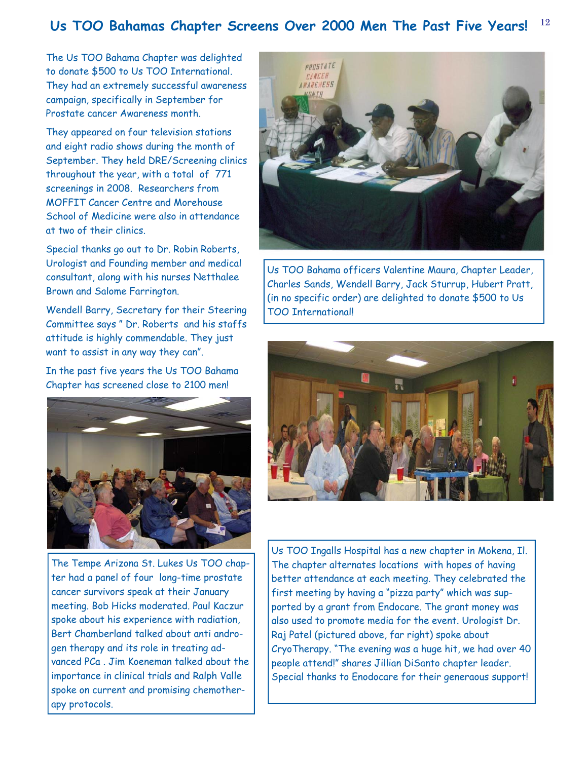## Us TOO Bahamas Chapter Screens Over 2000 Men The Past Five Years!

The Us TOO Bahama Chapter was delighted to donate $500 to Us TOO International. They had an extremely successful awareness campaign, specifically in September for Prostate cancer Awareness month.

They appeared on four television stations and eight radio shows during the month of September. They held DRE/Screening clinics throughout the year, with a total of 771 screenings in 2008. Researchers from MOFFIT Cancer Centre and Morehouse School of Medicine were also in attendance at two of their clinics.

Special thanks go out to Dr. Robin Roberts, Urologist and Founding member and medical consultant, along with his nurses Netthalee Brown and Salome Farrington.

Wendell Barry, Secretary for their Steering Committee says " Dr. Roberts and his staffs attitude is highly commendable. They just want to assist in any way they can".

In the past five years the Us TOO Bahama Chapter has screened close to 2100 men!

Us TOO Bahama officers Valentine Maura, Chapter Leader, Charles Sands, Wendell Barry, Jack Sturrup, Hubert Pratt, (in no specific order) are delighted to donate $500 to Us TOO International!

The Tempe Arizona St. Lukes Us TOO chapter had a panel of four long-time prostate cancer survivors speak at their January meeting. Bob Hicks moderated. Paul Kaczur spoke about his experience with radiation, Bert Chamberland talked about anti androgen therapy and its role in treating advanced PCa . Jim Koeneman talked about the importance in clinical trials and Ralph Valle spoke on current and promising chemotherapy protocols.

Us TOO Ingalls Hospital has a new chapter in Mokena, Il. The chapter alternates locations with hopes of having better attendance at each meeting. They celebrated the first meeting by having a "pizza party" which was supported by a grant from Endocare. The grant money was also used to promote media for the event. Urologist Dr. Raj Patel (pictured above, far right) spoke about CryoTherapy. "The evening was a huge hit, we had over 40 people attend!" shares Jillian DiSanto chapter leader. Special thanks to Enodocare for their generaous support!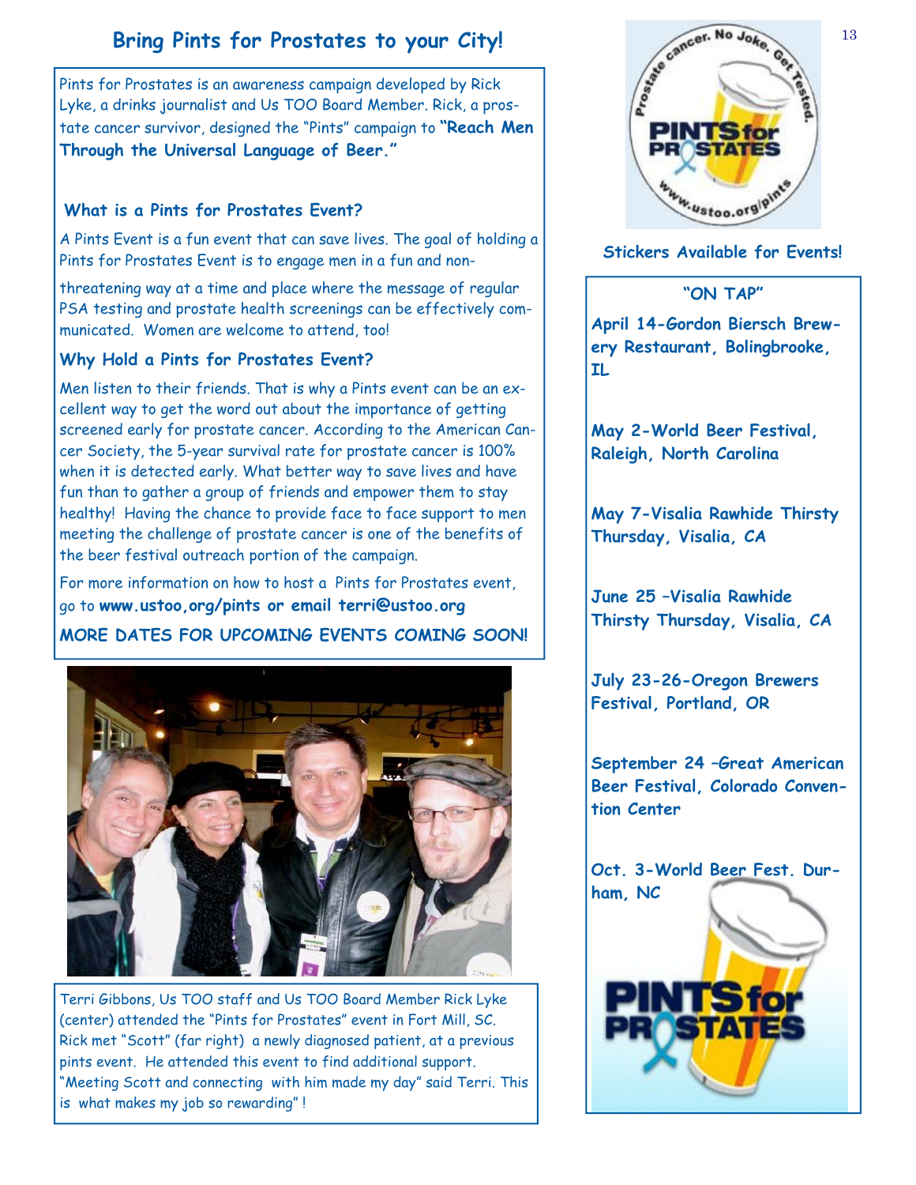# Bring Pints for Prostates to your City!

Pints for Prostates is an awareness campaign developed by Rick Lyke, a drinks journalist and Us TOO Board Member. Rick, a prostate cancer survivor, designed the "Pints" campaign to **"Reach Men Through the Universal Language of Beer."**

### What is a Pints for Prostates Event?

A Pints Event is a fun event that can save lives. The goal of holding a Pints for Prostates Event is to engage men in a fun and non-threatening way at a time and place where the message of regular PSA testing and prostate health screenings can be effectively communicated. Women are welcome to attend, too!

### Why Hold a Pints for Prostates Event?

Men listen to their friends. That is why a Pints event can be an excellent way to get the word out about the importance of getting screened early for prostate cancer. According to the American Cancer Society, the 5-year survival rate for prostate cancer is 100% when it is detected early. What better way to save lives and have fun than to gather a group of friends and empower them to stay healthy! Having the chance to provide face to face support to men meeting the challenge of prostate cancer is one of the benefits of the beer festival outreach portion of the campaign.

For more information on how to host a Pints for Prostates event, go to **www.ustoo,org/pints or email terri@ustoo.org**

**MORE DATES FOR UPCOMING EVENTS COMING SOON!**

Terri Gibbons, Us TOO staff and Us TOO Board Member Rick Lyke (center) attended the "Pints for Prostates" event in Fort Mill, SC. Rick met "Scott" (far right) a newly diagnosed patient, at a previous pints event. He attended this event to find additional support. "Meeting Scott and connecting with him made my day" said Terri. This is what makes my job so rewarding" !

**Stickers Available for Events!**

### "ON TAP"

**April 14-Gordon Biersch Brewery Restaurant, Bolingbrooke, IL**

**May 2-World Beer Festival, Raleigh, North Carolina**

**May 7-Visalia Rawhide Thirsty Thursday, Visalia, CA**

**June 25 –Visalia Rawhide Thirsty Thursday, Visalia, CA**

**July 23-26-Oregon Brewers Festival, Portland, OR**

**September 24 –Great American Beer Festival, Colorado Convention Center**

**Oct. 3-World Beer Fest. Durham, NC**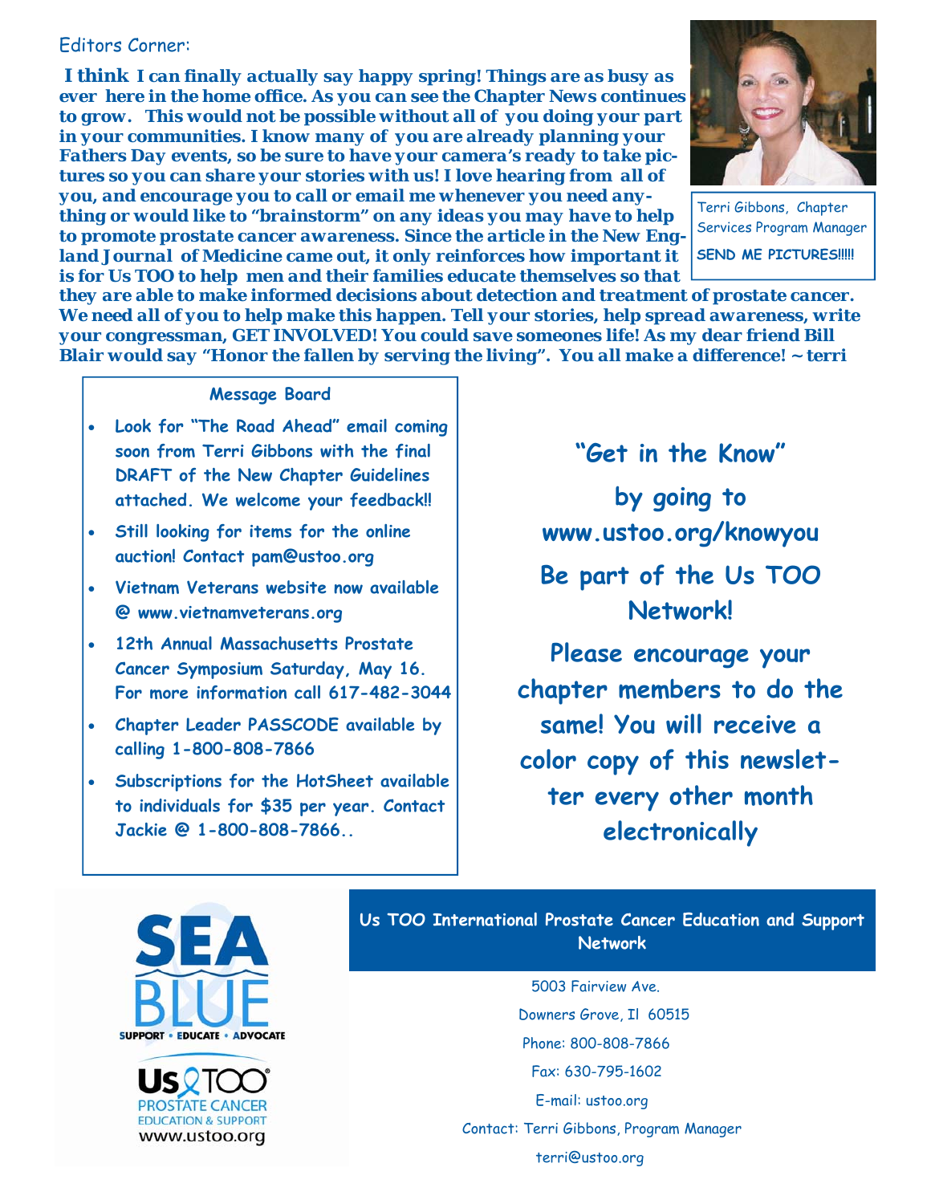Editors Corner:

***I think I can finally actually say happy spring! Things are as busy as ever here in the home office. As you can see the Chapter News continues to grow. This would not be possible without all of you doing your part in your communities. I know many of you are already planning your Fathers Day events, so be sure to have your camera's ready to take pictures so you can share your stories with us! I love hearing from all of you, and encourage you to call or email me whenever you need anything or would like to "brainstorm" on any ideas you may have to help to promote prostate cancer awareness. Since the article in the New England Journal of Medicine came out, it only reinforces how important it is for Us TOO to help men and their families educate themselves so that they are able to make informed decisions about detection and treatment of prostate cancer. We need all of you to help make this happen. Tell your stories, help spread awareness, write your congressman, GET INVOLVED! You could save someones life! As my dear friend Bill Blair would say "Honor the fallen by serving the living". You all make a difference! ~terri***

Terri Gibbons, Chapter Services Program Manager

**SEND ME PICTURES!!!!!**

**Message Board**

- **Look for "The Road Ahead" email coming soon from Terri Gibbons with the final DRAFT of the New Chapter Guidelines attached. We welcome your feedback!!**
- **Still looking for items for the online auction! Contact pam@ustoo.org**
- **Vietnam Veterans website now available @ www.vietnamveterans.org**
- **12th Annual Massachusetts Prostate Cancer Symposium Saturday, May 16. For more information call 617-482-3044**
- **Chapter Leader PASSCODE available by calling 1-800-808-7866**
- **Subscriptions for the HotSheet available to individuals for $35 per year. Contact Jackie @ 1-800-808-7866..**

**"Get in the Know"**

**by going to www.ustoo.org/knowyou**

**Be part of the Us TOO Network!**

**Please encourage your chapter members to do the same! You will receive a color copy of this newsletter every other month electronically**

SEA BLUE
SUPPORT • EDUCATE • ADVOCATE

Us TOO®
PROSTATE CANCER EDUCATION & SUPPORT
www.ustoo.org

**Us TOO International Prostate Cancer Education and Support Network**

5003 Fairview Ave.

Downers Grove, Il 60515

Phone: 800-808-7866

Fax: 630-795-1602

E-mail: ustoo.org

Contact: Terri Gibbons, Program Manager

terri@ustoo.org